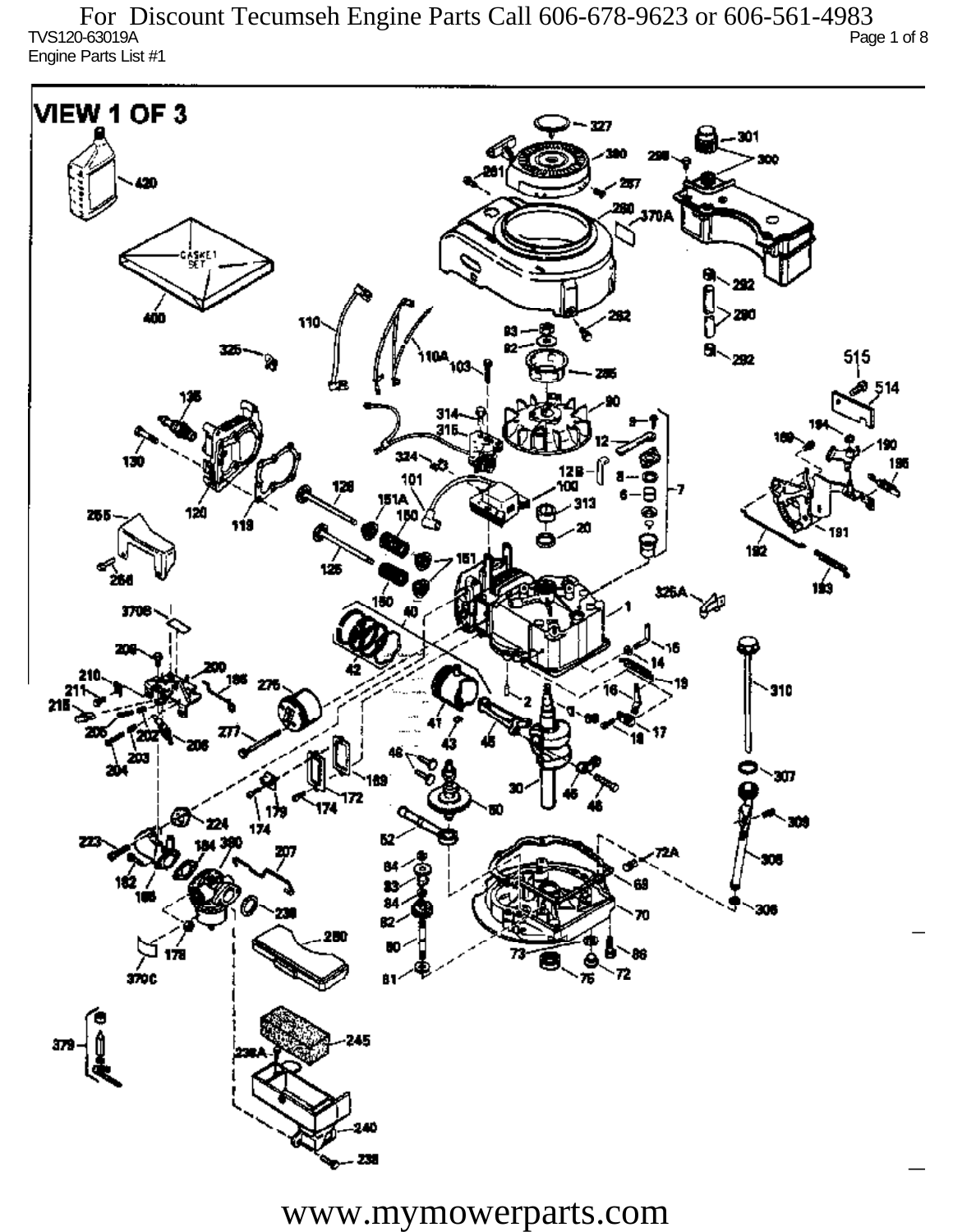For Discount Tecumseh Engine Parts Call 606-678-9623 or 606-561-4983

TVS120-63019A

Engine Parts List #1

VIEW 1 OF 3

www.mymowerparts.com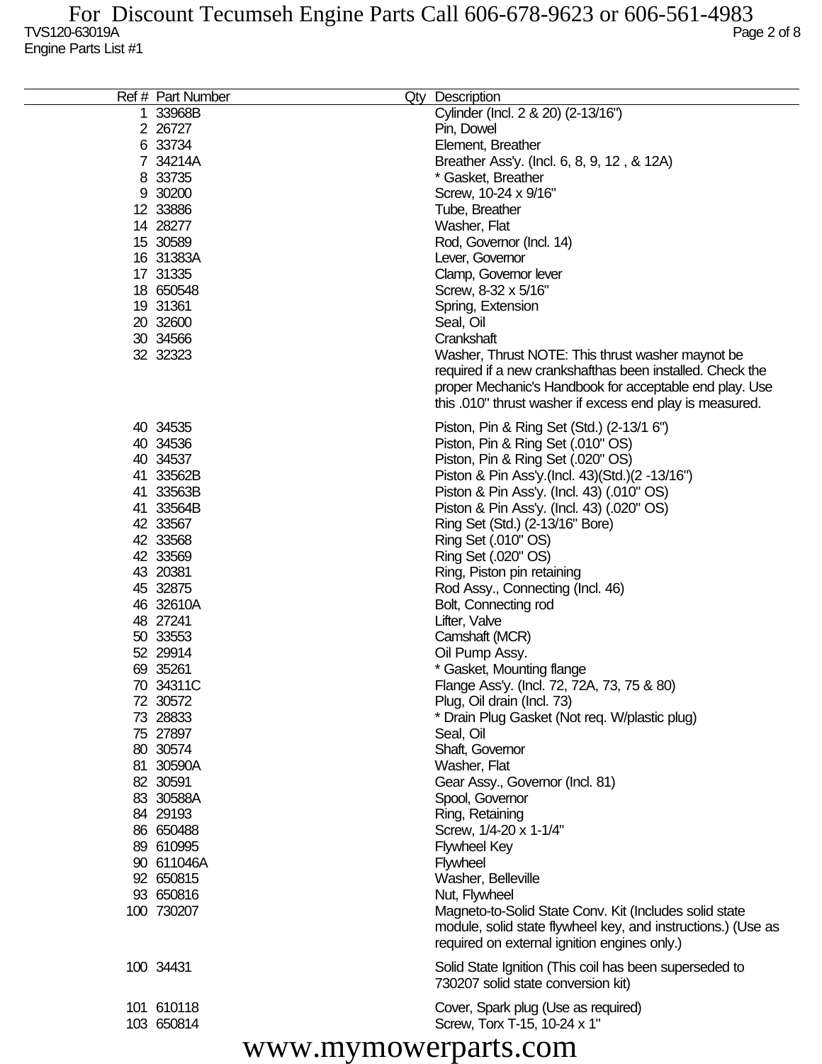TVS120-63019A
Engine Parts List #1

| Ref # | Part Number | Qty | Description |
|---|---|---|---|
| 1 | 33968B | | Cylinder (Incl. 2 & 20) (2-13/16") |
| 2 | 26727 | | Pin, Dowel |
| 6 | 33734 | | Element, Breather |
| 7 | 34214A | | Breather Ass'y. (Incl. 6, 8, 9, 12 , & 12A) |
| 8 | 33735 | | * Gasket, Breather |
| 9 | 30200 | | Screw, 10-24 x 9/16" |
| 12 | 33886 | | Tube, Breather |
| 14 | 28277 | | Washer, Flat |
| 15 | 30589 | | Rod, Governor (Incl. 14) |
| 16 | 31383A | | Lever, Governor |
| 17 | 31335 | | Clamp, Governor lever |
| 18 | 650548 | | Screw, 8-32 x 5/16" |
| 19 | 31361 | | Spring, Extension |
| 20 | 32600 | | Seal, Oil |
| 30 | 34566 | | Crankshaft |
| 32 | 32323 | | Washer, Thrust NOTE: This thrust washer maynot be required if a new crankshafthas been installed. Check the proper Mechanic's Handbook for acceptable end play. Use this .010" thrust washer if excess end play is measured. |
| 40 | 34535 | | Piston, Pin & Ring Set (Std.) (2-13/1 6") |
| 40 | 34536 | | Piston, Pin & Ring Set (.010" OS) |
| 40 | 34537 | | Piston, Pin & Ring Set (.020" OS) |
| 41 | 33562B | | Piston & Pin Ass'y.(Incl. 43)(Std.)(2 -13/16") |
| 41 | 33563B | | Piston & Pin Ass'y. (Incl. 43) (.010" OS) |
| 41 | 33564B | | Piston & Pin Ass'y. (Incl. 43) (.020" OS) |
| 42 | 33567 | | Ring Set (Std.) (2-13/16" Bore) |
| 42 | 33568 | | Ring Set (.010" OS) |
| 42 | 33569 | | Ring Set (.020" OS) |
| 43 | 20381 | | Ring, Piston pin retaining |
| 45 | 32875 | | Rod Assy., Connecting (Incl. 46) |
| 46 | 32610A | | Bolt, Connecting rod |
| 48 | 27241 | | Lifter, Valve |
| 50 | 33553 | | Camshaft (MCR) |
| 52 | 29914 | | Oil Pump Assy. |
| 69 | 35261 | | * Gasket, Mounting flange |
| 70 | 34311C | | Flange Ass'y. (Incl. 72, 72A, 73, 75 & 80) |
| 72 | 30572 | | Plug, Oil drain (Incl. 73) |
| 73 | 28833 | | * Drain Plug Gasket (Not req. W/plastic plug) |
| 75 | 27897 | | Seal, Oil |
| 80 | 30574 | | Shaft, Governor |
| 81 | 30590A | | Washer, Flat |
| 82 | 30591 | | Gear Assy., Governor (Incl. 81) |
| 83 | 30588A | | Spool, Governor |
| 84 | 29193 | | Ring, Retaining |
| 86 | 650488 | | Screw, 1/4-20 x 1-1/4" |
| 89 | 610995 | | Flywheel Key |
| 90 | 611046A | | Flywheel |
| 92 | 650815 | | Washer, Belleville |
| 93 | 650816 | | Nut, Flywheel |
| 100 | 730207 | | Magneto-to-Solid State Conv. Kit (Includes solid state module, solid state flywheel key, and instructions.) (Use as required on external ignition engines only.) |
| 100 | 34431 | | Solid State Ignition (This coil has been superseded to 730207 solid state conversion kit) |
| 101 | 610118 | | Cover, Spark plug (Use as required) |
| 103 | 650814 | | Screw, Torx T-15, 10-24 x 1" |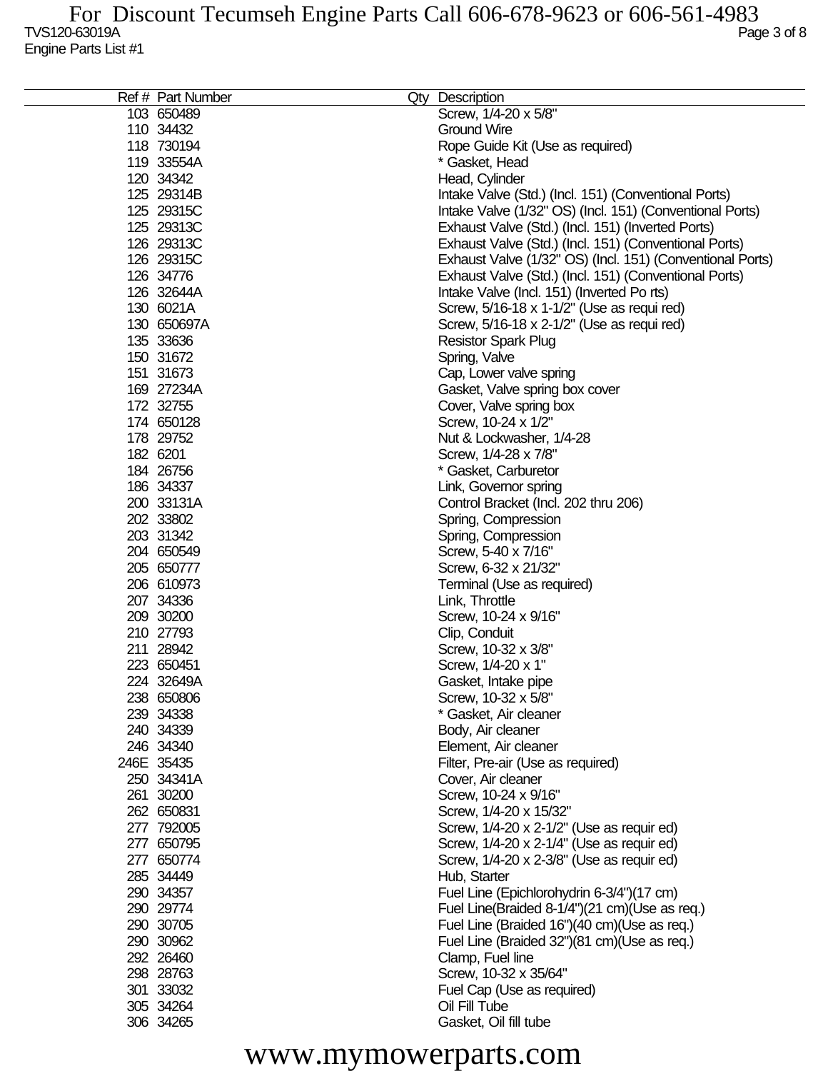| Ref # | Part Number | Qty | Description |
|---|---|---|---|
| 103 | 650489 | | Screw, 1/4-20 x 5/8" |
| 110 | 34432 | | Ground Wire |
| 118 | 730194 | | Rope Guide Kit (Use as required) |
| 119 | 33554A | | * Gasket, Head |
| 120 | 34342 | | Head, Cylinder |
| 125 | 29314B | | Intake Valve (Std.) (Incl. 151) (Conventional Ports) |
| 125 | 29315C | | Intake Valve (1/32" OS) (Incl. 151) (Conventional Ports) |
| 125 | 29313C | | Exhaust Valve (Std.) (Incl. 151) (Inverted Ports) |
| 126 | 29313C | | Exhaust Valve (Std.) (Incl. 151) (Conventional Ports) |
| 126 | 29315C | | Exhaust Valve (1/32" OS) (Incl. 151) (Conventional Ports) |
| 126 | 34776 | | Exhaust Valve (Std.) (Incl. 151) (Conventional Ports) |
| 126 | 32644A | | Intake Valve (Incl. 151) (Inverted Po rts) |
| 130 | 6021A | | Screw, 5/16-18 x 1-1/2" (Use as requi red) |
| 130 | 650697A | | Screw, 5/16-18 x 2-1/2" (Use as requi red) |
| 135 | 33636 | | Resistor Spark Plug |
| 150 | 31672 | | Spring, Valve |
| 151 | 31673 | | Cap, Lower valve spring |
| 169 | 27234A | | Gasket, Valve spring box cover |
| 172 | 32755 | | Cover, Valve spring box |
| 174 | 650128 | | Screw, 10-24 x 1/2" |
| 178 | 29752 | | Nut & Lockwasher, 1/4-28 |
| 182 | 6201 | | Screw, 1/4-28 x 7/8" |
| 184 | 26756 | | * Gasket, Carburetor |
| 186 | 34337 | | Link, Governor spring |
| 200 | 33131A | | Control Bracket (Incl. 202 thru 206) |
| 202 | 33802 | | Spring, Compression |
| 203 | 31342 | | Spring, Compression |
| 204 | 650549 | | Screw, 5-40 x 7/16" |
| 205 | 650777 | | Screw, 6-32 x 21/32" |
| 206 | 610973 | | Terminal (Use as required) |
| 207 | 34336 | | Link, Throttle |
| 209 | 30200 | | Screw, 10-24 x 9/16" |
| 210 | 27793 | | Clip, Conduit |
| 211 | 28942 | | Screw, 10-32 x 3/8" |
| 223 | 650451 | | Screw, 1/4-20 x 1" |
| 224 | 32649A | | Gasket, Intake pipe |
| 238 | 650806 | | Screw, 10-32 x 5/8" |
| 239 | 34338 | | * Gasket, Air cleaner |
| 240 | 34339 | | Body, Air cleaner |
| 246 | 34340 | | Element, Air cleaner |
| 246E | 35435 | | Filter, Pre-air (Use as required) |
| 250 | 34341A | | Cover, Air cleaner |
| 261 | 30200 | | Screw, 10-24 x 9/16" |
| 262 | 650831 | | Screw, 1/4-20 x 15/32" |
| 277 | 792005 | | Screw, 1/4-20 x 2-1/2" (Use as requir ed) |
| 277 | 650795 | | Screw, 1/4-20 x 2-1/4" (Use as requir ed) |
| 277 | 650774 | | Screw, 1/4-20 x 2-3/8" (Use as requir ed) |
| 285 | 34449 | | Hub, Starter |
| 290 | 34357 | | Fuel Line (Epichlorohydrin 6-3/4")(17 cm) |
| 290 | 29774 | | Fuel Line(Braided 8-1/4")(21 cm)(Use as req.) |
| 290 | 30705 | | Fuel Line (Braided 16")(40 cm)(Use as req.) |
| 290 | 30962 | | Fuel Line (Braided 32")(81 cm)(Use as req.) |
| 292 | 26460 | | Clamp, Fuel line |
| 298 | 28763 | | Screw, 10-32 x 35/64" |
| 301 | 33032 | | Fuel Cap (Use as required) |
| 305 | 34264 | | Oil Fill Tube |
| 306 | 34265 | | Gasket, Oil fill tube |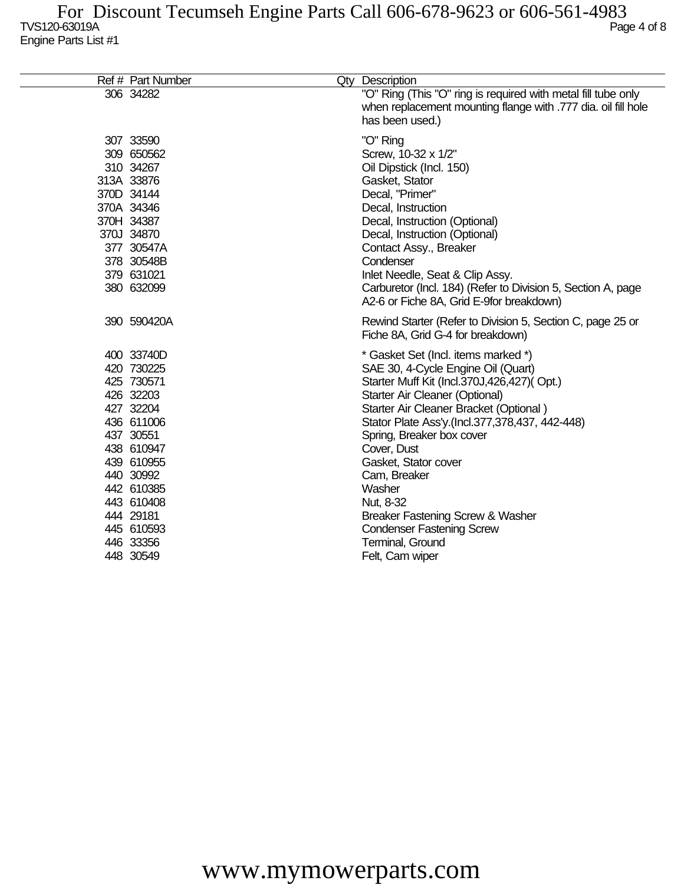| Ref # | Part Number | Qty | Description |
|---|---|---|---|
| 306 | 34282 | | "O" Ring (This "O" ring is required with metal fill tube only when replacement mounting flange with .777 dia. oil fill hole has been used.) |
| 307 | 33590 | | "O" Ring |
| 309 | 650562 | | Screw, 10-32 x 1/2" |
| 310 | 34267 | | Oil Dipstick (Incl. 150) |
| 313A | 33876 | | Gasket, Stator |
| 370D | 34144 | | Decal, "Primer" |
| 370A | 34346 | | Decal, Instruction |
| 370H | 34387 | | Decal, Instruction (Optional) |
| 370J | 34870 | | Decal, Instruction (Optional) |
| 377 | 30547A | | Contact Assy., Breaker |
| 378 | 30548B | | Condenser |
| 379 | 631021 | | Inlet Needle, Seat & Clip Assy. |
| 380 | 632099 | | Carburetor (Incl. 184) (Refer to Division 5, Section A, page A2-6 or Fiche 8A, Grid E-9for breakdown) |
| 390 | 590420A | | Rewind Starter (Refer to Division 5, Section C, page 25 or Fiche 8A, Grid G-4 for breakdown) |
| 400 | 33740D | | * Gasket Set (Incl. items marked *) |
| 420 | 730225 | | SAE 30, 4-Cycle Engine Oil (Quart) |
| 425 | 730571 | | Starter Muff Kit (Incl.370J,426,427)( Opt.) |
| 426 | 32203 | | Starter Air Cleaner (Optional) |
| 427 | 32204 | | Starter Air Cleaner Bracket (Optional ) |
| 436 | 611006 | | Stator Plate Ass'y.(Incl.377,378,437, 442-448) |
| 437 | 30551 | | Spring, Breaker box cover |
| 438 | 610947 | | Cover, Dust |
| 439 | 610955 | | Gasket, Stator cover |
| 440 | 30992 | | Cam, Breaker |
| 442 | 610385 | | Washer |
| 443 | 610408 | | Nut, 8-32 |
| 444 | 29181 | | Breaker Fastening Screw & Washer |
| 445 | 610593 | | Condenser Fastening Screw |
| 446 | 33356 | | Terminal, Ground |
| 448 | 30549 | | Felt, Cam wiper |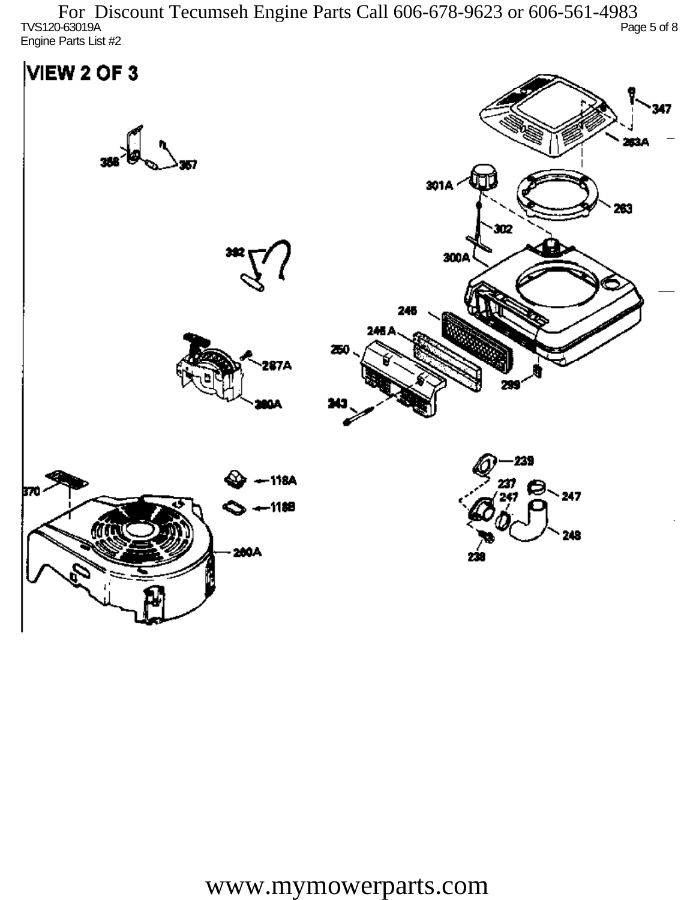For Discount Tecumseh Engine Parts Call 606-678-9623 or 606-561-4983

TVS120-63019A

Engine Parts List #2

# VIEW 2 OF 3

347

263A

358

357

301A

263

302

392

300A

245

245 A

250

287A

299

260A

243

239

118A

370

237

247

247

118B

248

260A

238

www.mymowerparts.com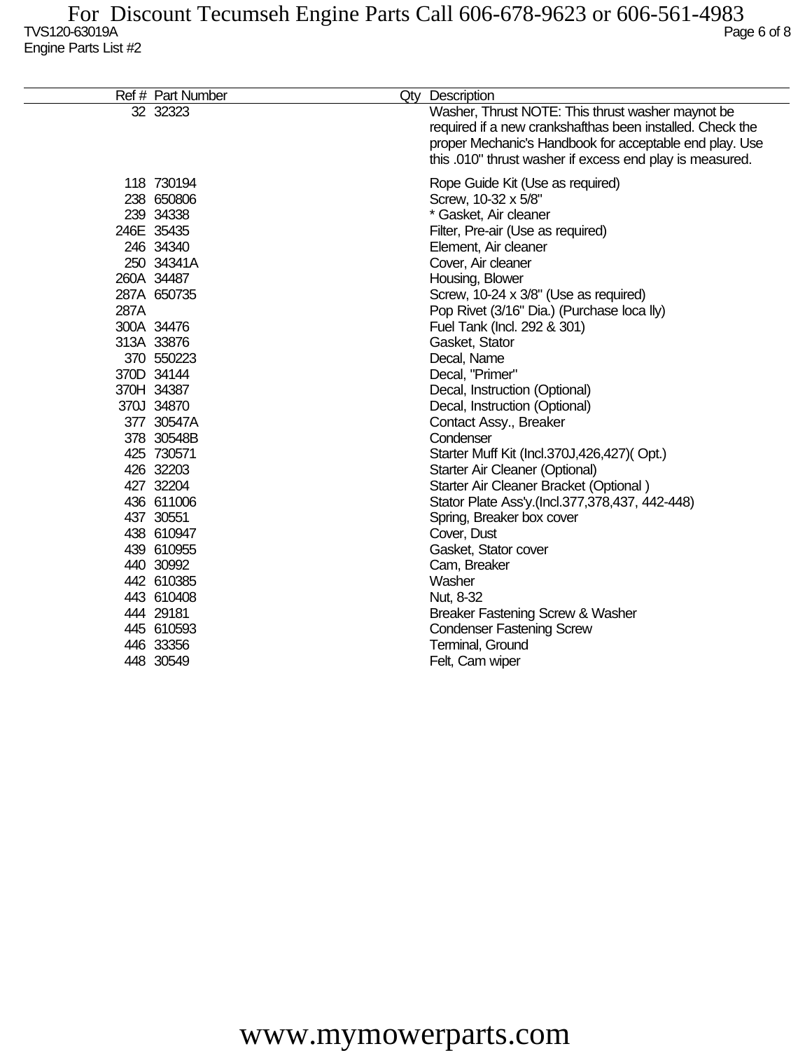TVS120-63019A

Engine Parts List #2

| Ref # | Part Number | Qty | Description |
|---|---|---|---|
| 32 | 32323 | | Washer, Thrust NOTE: This thrust washer maynot be required if a new crankshafthas been installed. Check the proper Mechanic's Handbook for acceptable end play. Use this .010" thrust washer if excess end play is measured. |
| 118 | 730194 | | Rope Guide Kit (Use as required) |
| 238 | 650806 | | Screw, 10-32 x 5/8" |
| 239 | 34338 | | * Gasket, Air cleaner |
| 246E | 35435 | | Filter, Pre-air (Use as required) |
| 246 | 34340 | | Element, Air cleaner |
| 250 | 34341A | | Cover, Air cleaner |
| 260A | 34487 | | Housing, Blower |
| 287A | 650735 | | Screw, 10-24 x 3/8" (Use as required) |
| 287A | | | Pop Rivet (3/16" Dia.) (Purchase loca lly) |
| 300A | 34476 | | Fuel Tank (Incl. 292 & 301) |
| 313A | 33876 | | Gasket, Stator |
| 370 | 550223 | | Decal, Name |
| 370D | 34144 | | Decal, "Primer" |
| 370H | 34387 | | Decal, Instruction (Optional) |
| 370J | 34870 | | Decal, Instruction (Optional) |
| 377 | 30547A | | Contact Assy., Breaker |
| 378 | 30548B | | Condenser |
| 425 | 730571 | | Starter Muff Kit (Incl.370J,426,427)( Opt.) |
| 426 | 32203 | | Starter Air Cleaner (Optional) |
| 427 | 32204 | | Starter Air Cleaner Bracket (Optional ) |
| 436 | 611006 | | Stator Plate Ass'y.(Incl.377,378,437, 442-448) |
| 437 | 30551 | | Spring, Breaker box cover |
| 438 | 610947 | | Cover, Dust |
| 439 | 610955 | | Gasket, Stator cover |
| 440 | 30992 | | Cam, Breaker |
| 442 | 610385 | | Washer |
| 443 | 610408 | | Nut, 8-32 |
| 444 | 29181 | | Breaker Fastening Screw & Washer |
| 445 | 610593 | | Condenser Fastening Screw |
| 446 | 33356 | | Terminal, Ground |
| 448 | 30549 | | Felt, Cam wiper |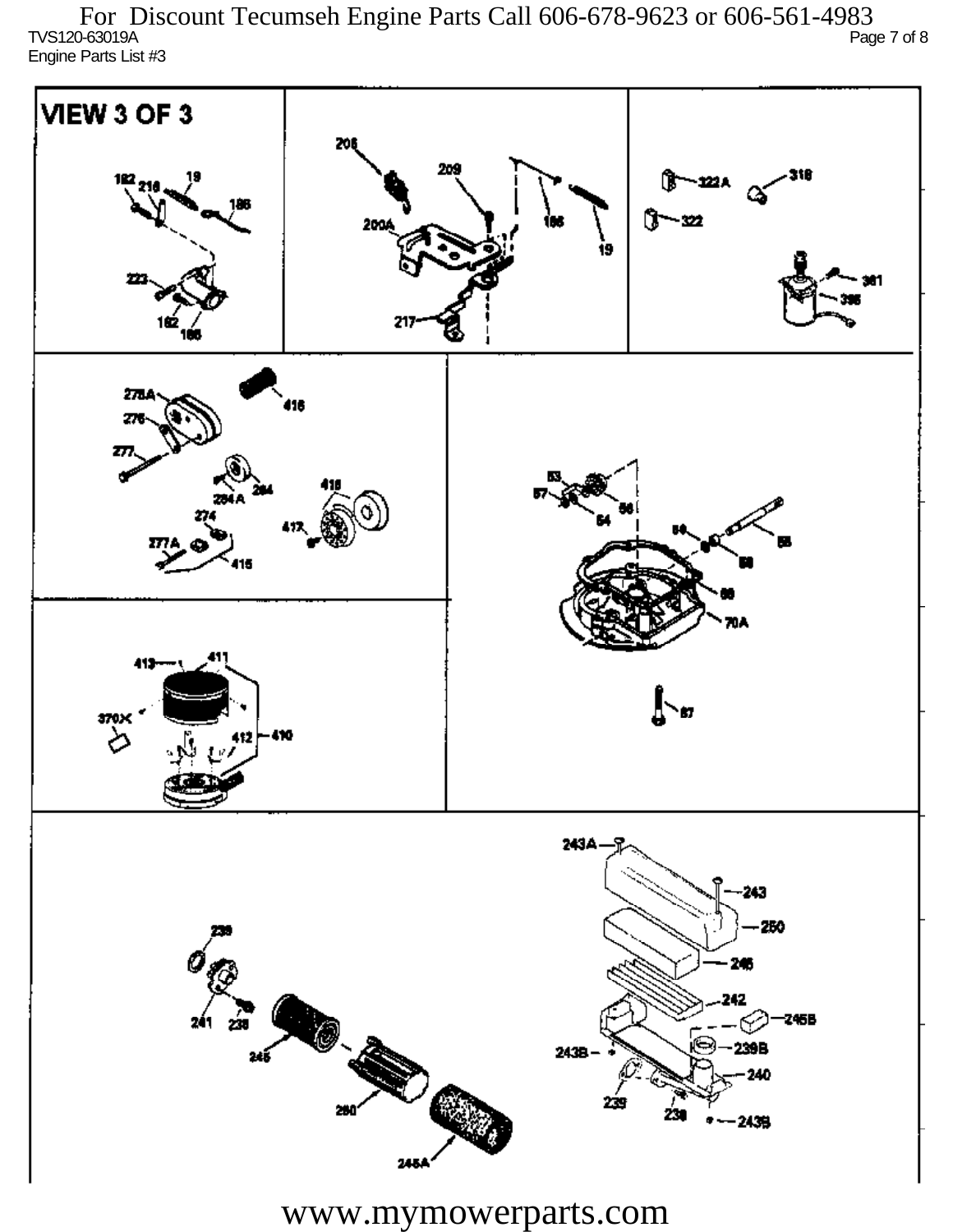For Discount Tecumseh Engine Parts Call 606-678-9623 or 606-561-4983

TVS120-63019A

Engine Parts List #3

VIEW 3 OF 3

182 218 19 186 223 182 186

206 209 200A 186 19 217

322A 318 322 361 395

278A 416 276 277 284 284A 418 274 417 277A 415

53 57 54 56 59 58 58 60 70A 67

413 411 370X 412 410

243A 243 250 239 246 242 245B 241 238 243B 239B 245 240 239 238 260 243B 245A

www.mymowerparts.com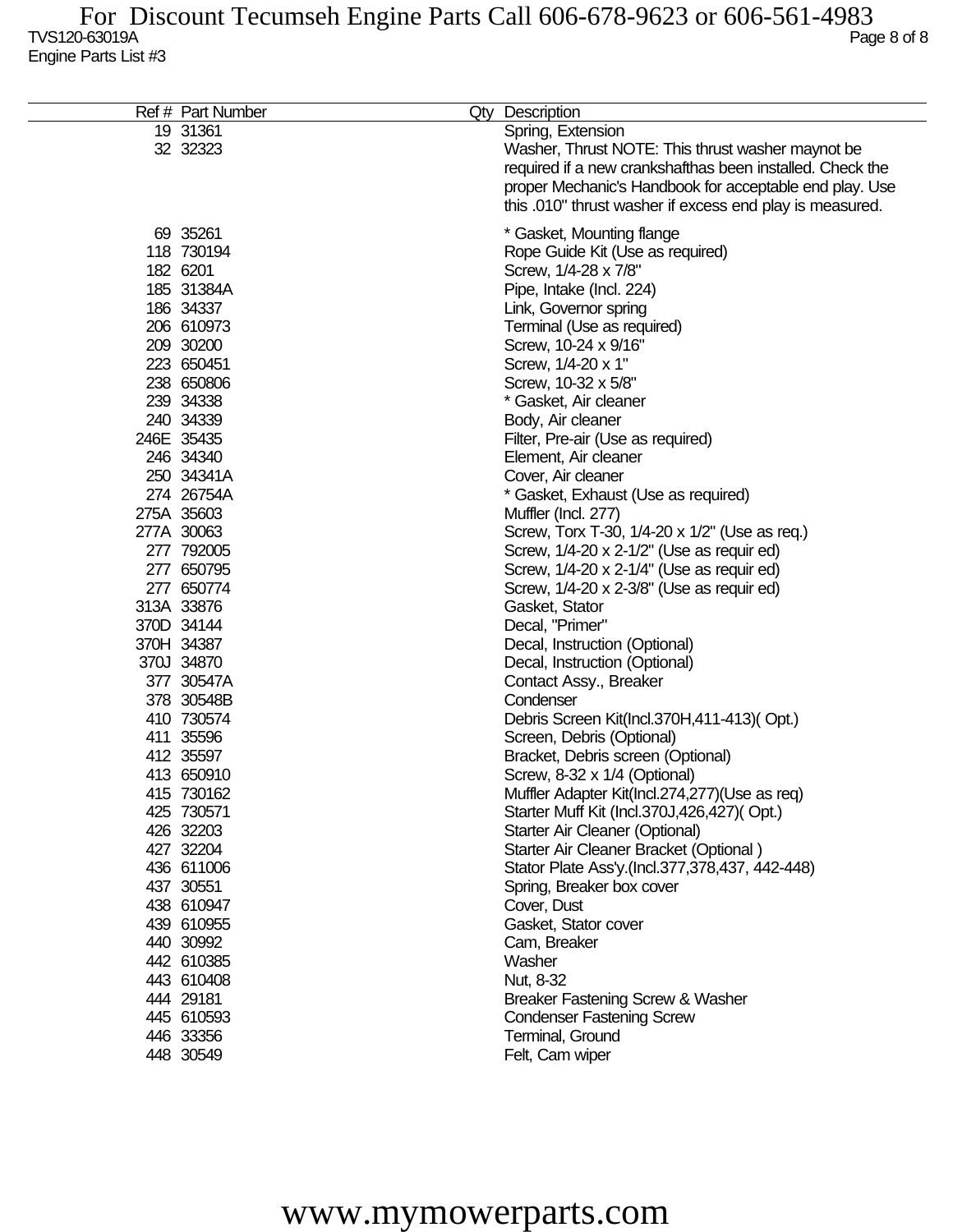| Ref # | Part Number | Qty | Description |
|---|---|---|---|
| 19 | 31361 | | Spring, Extension |
| 32 | 32323 | | Washer, Thrust NOTE: This thrust washer maynot be required if a new crankshafthas been installed. Check the proper Mechanic's Handbook for acceptable end play. Use this .010" thrust washer if excess end play is measured. |
| 69 | 35261 | | * Gasket, Mounting flange |
| 118 | 730194 | | Rope Guide Kit (Use as required) |
| 182 | 6201 | | Screw, 1/4-28 x 7/8" |
| 185 | 31384A | | Pipe, Intake (Incl. 224) |
| 186 | 34337 | | Link, Governor spring |
| 206 | 610973 | | Terminal (Use as required) |
| 209 | 30200 | | Screw, 10-24 x 9/16" |
| 223 | 650451 | | Screw, 1/4-20 x 1" |
| 238 | 650806 | | Screw, 10-32 x 5/8" |
| 239 | 34338 | | * Gasket, Air cleaner |
| 240 | 34339 | | Body, Air cleaner |
| 246E | 35435 | | Filter, Pre-air (Use as required) |
| 246 | 34340 | | Element, Air cleaner |
| 250 | 34341A | | Cover, Air cleaner |
| 274 | 26754A | | * Gasket, Exhaust (Use as required) |
| 275A | 35603 | | Muffler (Incl. 277) |
| 277A | 30063 | | Screw, Torx T-30, 1/4-20 x 1/2" (Use as req.) |
| 277 | 792005 | | Screw, 1/4-20 x 2-1/2" (Use as requir ed) |
| 277 | 650795 | | Screw, 1/4-20 x 2-1/4" (Use as requir ed) |
| 277 | 650774 | | Screw, 1/4-20 x 2-3/8" (Use as requir ed) |
| 313A | 33876 | | Gasket, Stator |
| 370D | 34144 | | Decal, "Primer" |
| 370H | 34387 | | Decal, Instruction (Optional) |
| 370J | 34870 | | Decal, Instruction (Optional) |
| 377 | 30547A | | Contact Assy., Breaker |
| 378 | 30548B | | Condenser |
| 410 | 730574 | | Debris Screen Kit(Incl.370H,411-413)( Opt.) |
| 411 | 35596 | | Screen, Debris (Optional) |
| 412 | 35597 | | Bracket, Debris screen (Optional) |
| 413 | 650910 | | Screw, 8-32 x 1/4 (Optional) |
| 415 | 730162 | | Muffler Adapter Kit(Incl.274,277)(Use as req) |
| 425 | 730571 | | Starter Muff Kit (Incl.370J,426,427)( Opt.) |
| 426 | 32203 | | Starter Air Cleaner (Optional) |
| 427 | 32204 | | Starter Air Cleaner Bracket (Optional ) |
| 436 | 611006 | | Stator Plate Ass'y.(Incl.377,378,437, 442-448) |
| 437 | 30551 | | Spring, Breaker box cover |
| 438 | 610947 | | Cover, Dust |
| 439 | 610955 | | Gasket, Stator cover |
| 440 | 30992 | | Cam, Breaker |
| 442 | 610385 | | Washer |
| 443 | 610408 | | Nut, 8-32 |
| 444 | 29181 | | Breaker Fastening Screw & Washer |
| 445 | 610593 | | Condenser Fastening Screw |
| 446 | 33356 | | Terminal, Ground |
| 448 | 30549 | | Felt, Cam wiper |